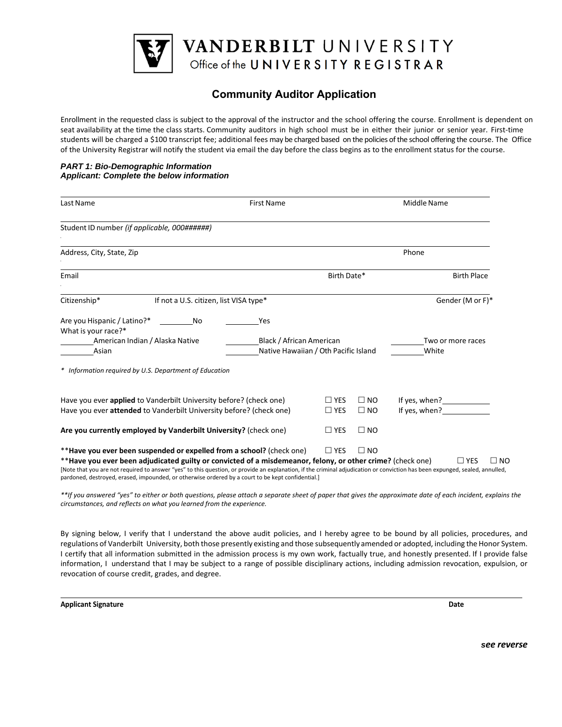# VANDERBILT UNIVERSITY
Office of the UNIVERSITY REGISTRAR

## Community Auditor Application

Enrollment in the requested class is subject to the approval of the instructor and the school offering the course. Enrollment is dependent on seat availability at the time the class starts. Community auditors in high school must be in either their junior or senior year. First-time students will be charged a $100 transcript fee; additional fees may be charged based on the policies of the school offering the course. The Office of the University Registrar will notify the student via email the day before the class begins as to the enrollment status for the course.

***PART 1: Bio-Demographic Information***
***Applicant: Complete the below information***

Last Name ______ First Name ______ Middle Name ______

Student ID number *(if applicable, 000######)* ______

Address, City, State, Zip ______ Phone ______

Email ______ Birth Date* ______ Birth Place ______

Citizenship* ______ If not a U.S. citizen, list VISA type* ______ Gender (M or F)* ______

Are you Hispanic / Latino?* ________No ________Yes

What is your race?*

________American Indian / Alaska Native ________Black / African American ________Two or more races
________Asian ________Native Hawaiian / Oth Pacific Island ________White

*\* Information required by U.S. Department of Education*

Have you ever **applied** to Vanderbilt University before? (check one) ☐ YES ☐ NO If yes, when?__________
Have you ever **attended** to Vanderbilt University before? (check one) ☐ YES ☐ NO If yes, when?__________

**Are you currently employed by Vanderbilt University?** (check one) ☐ YES ☐ NO

\*\***Have you ever been suspended or expelled from a school?** (check one) ☐ YES ☐ NO
\*\***Have you ever been adjudicated guilty or convicted of a misdemeanor, felony, or other crime?** (check one) ☐ YES ☐ NO
[Note that you are not required to answer "yes" to this question, or provide an explanation, if the criminal adjudication or conviction has been expunged, sealed, annulled, pardoned, destroyed, erased, impounded, or otherwise ordered by a court to be kept confidential.]

*\*\*If you answered "yes" to either or both questions, please attach a separate sheet of paper that gives the approximate date of each incident, explains the circumstances, and reflects on what you learned from the experience.*

By signing below, I verify that I understand the above audit policies, and I hereby agree to be bound by all policies, procedures, and regulations of Vanderbilt University, both those presently existing and those subsequently amended or adopted, including the Honor System. I certify that all information submitted in the admission process is my own work, factually true, and honestly presented. If I provide false information, I understand that I may be subject to a range of possible disciplinary actions, including admission revocation, expulsion, or revocation of course credit, grades, and degree.

______________________________________________________________

**Applicant Signature** **Date**

***see reverse***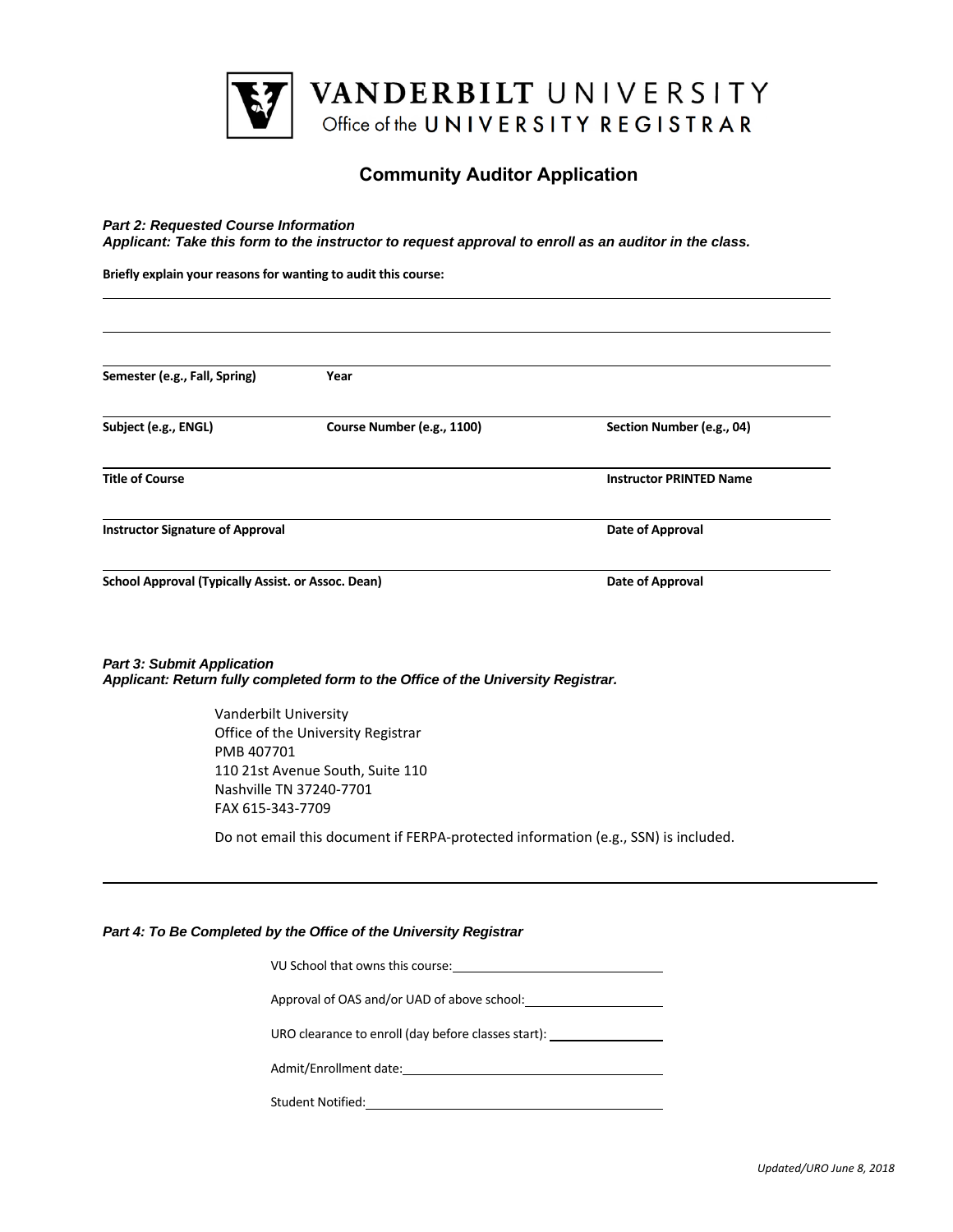VANDERBILT UNIVERSITY
Office of the UNIVERSITY REGISTRAR

# Community Auditor Application

***Part 2: Requested Course Information***
***Applicant: Take this form to the instructor to request approval to enroll as an auditor in the class.***

**Briefly explain your reasons for wanting to audit this course:**

**Semester (e.g., Fall, Spring)** **Year**

**Subject (e.g., ENGL)** **Course Number (e.g., 1100)** **Section Number (e.g., 04)**

**Title of Course** **Instructor PRINTED Name**

**Instructor Signature of Approval** **Date of Approval**

**School Approval (Typically Assist. or Assoc. Dean)** **Date of Approval**

***Part 3: Submit Application***
***Applicant: Return fully completed form to the Office of the University Registrar.***

Vanderbilt University
Office of the University Registrar
PMB 407701
110 21st Avenue South, Suite 110
Nashville TN 37240-7701
FAX 615-343-7709

Do not email this document if FERPA-protected information (e.g., SSN) is included.

---

***Part 4: To Be Completed by the Office of the University Registrar***

VU School that owns this course: ______________________

Approval of OAS and/or UAD of above school: ______________________

URO clearance to enroll (day before classes start): ______________________

Admit/Enrollment date: ______________________

Student Notified: ______________________

*Updated/URO June 8, 2018*